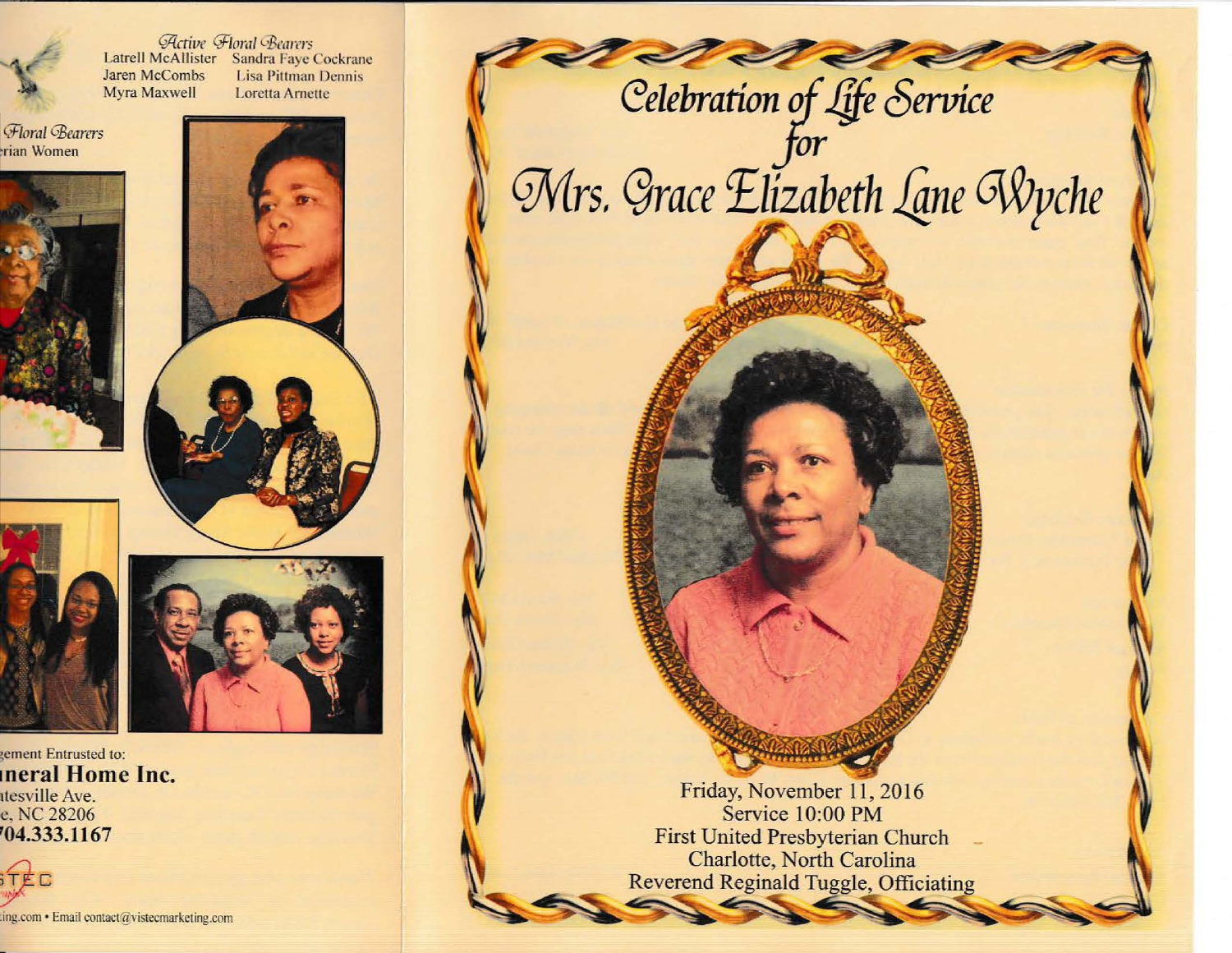*Active Floral Bearers*

Latrell McAllister
Sandra Faye Cockrane
Jaren McCombs
Lisa Pittman Dennis
Myra Maxwell
Loretta Arnette

*Floral Bearers*

rian Women

gement Entrusted to:

**uneral Home Inc.**

itesville Ave.

e, NC 28206

**704.333.1167**

TEC

ting.com • Email contact@vistecmarketing.com

# *Celebration of Life Service for Mrs. Grace Elizabeth Lane Wyche*

Friday, November 11, 2016
Service 10:00 PM
First United Presbyterian Church
Charlotte, North Carolina
Reverend Reginald Tuggle, Officiating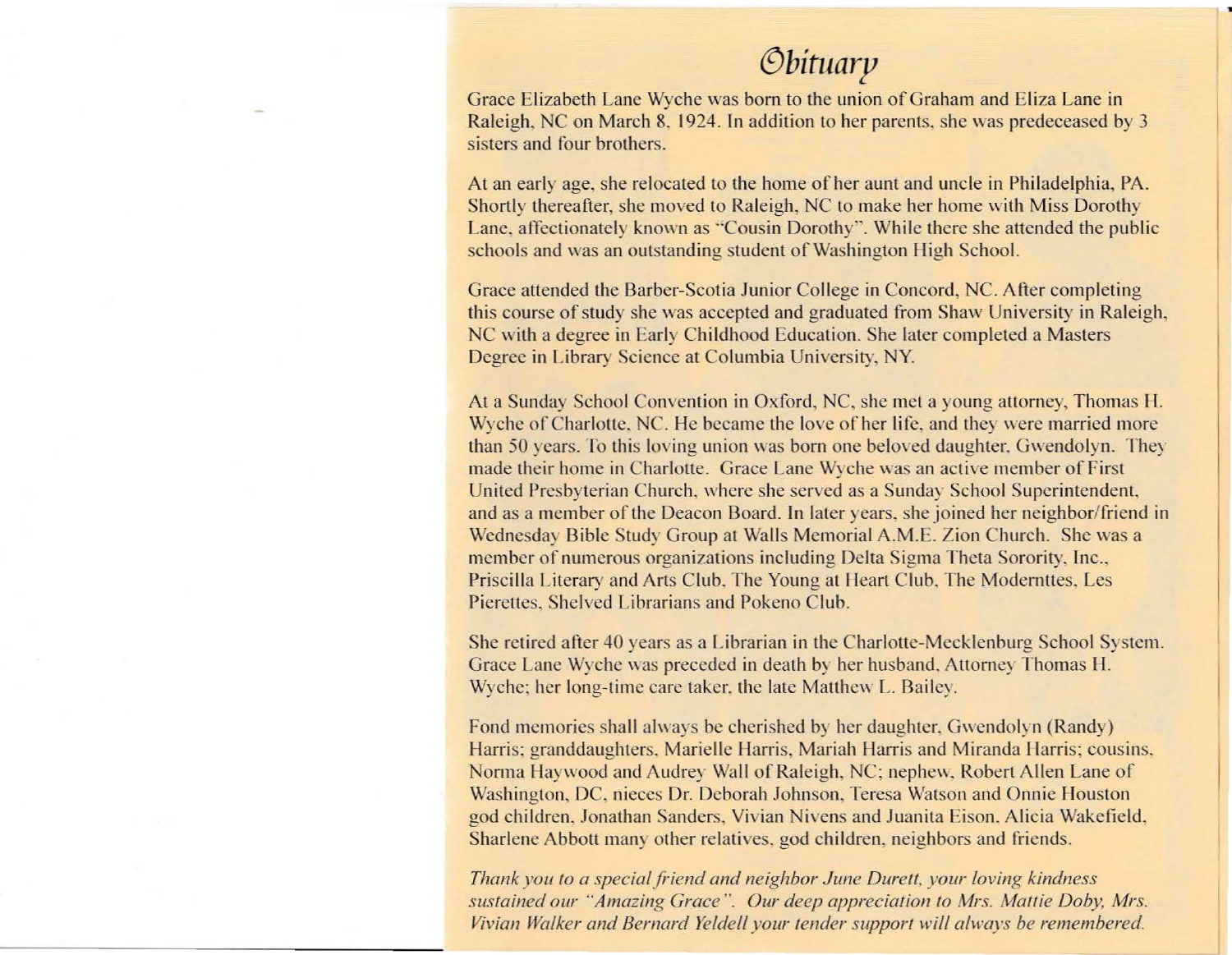# Obituary

Grace Elizabeth Lane Wyche was born to the union of Graham and Eliza Lane in Raleigh, NC on March 8, 1924. In addition to her parents, she was predeceased by 3 sisters and four brothers.

At an early age, she relocated to the home of her aunt and uncle in Philadelphia, PA. Shortly thereafter, she moved to Raleigh, NC to make her home with Miss Dorothy Lane, affectionately known as "Cousin Dorothy". While there she attended the public schools and was an outstanding student of Washington High School.

Grace attended the Barber-Scotia Junior College in Concord, NC. After completing this course of study she was accepted and graduated from Shaw University in Raleigh, NC with a degree in Early Childhood Education. She later completed a Masters Degree in Library Science at Columbia University, NY.

At a Sunday School Convention in Oxford, NC, she met a young attorney, Thomas H. Wyche of Charlotte, NC. He became the love of her life, and they were married more than 50 years. To this loving union was born one beloved daughter, Gwendolyn. They made their home in Charlotte. Grace Lane Wyche was an active member of First United Presbyterian Church, where she served as a Sunday School Superintendent, and as a member of the Deacon Board. In later years, she joined her neighbor/friend in Wednesday Bible Study Group at Walls Memorial A.M.E. Zion Church. She was a member of numerous organizations including Delta Sigma Theta Sorority, Inc., Priscilla Literary and Arts Club, The Young at Heart Club, The Modernttes, Les Pierettes, Shelved Librarians and Pokeno Club.

She retired after 40 years as a Librarian in the Charlotte-Mecklenburg School System. Grace Lane Wyche was preceded in death by her husband, Attorney Thomas H. Wyche; her long-time care taker, the late Matthew L. Bailey.

Fond memories shall always be cherished by her daughter, Gwendolyn (Randy) Harris; granddaughters, Marielle Harris, Mariah Harris and Miranda Harris; cousins, Norma Haywood and Audrey Wall of Raleigh, NC; nephew, Robert Allen Lane of Washington, DC, nieces Dr. Deborah Johnson, Teresa Watson and Onnie Houston god children, Jonathan Sanders, Vivian Nivens and Juanita Eison, Alicia Wakefield, Sharlene Abbott many other relatives, god children, neighbors and friends.

*Thank you to a special friend and neighbor June Durett, your loving kindness sustained our "Amazing Grace". Our deep appreciation to Mrs. Mattie Doby, Mrs. Vivian Walker and Bernard Yeldell your tender support will always be remembered.*